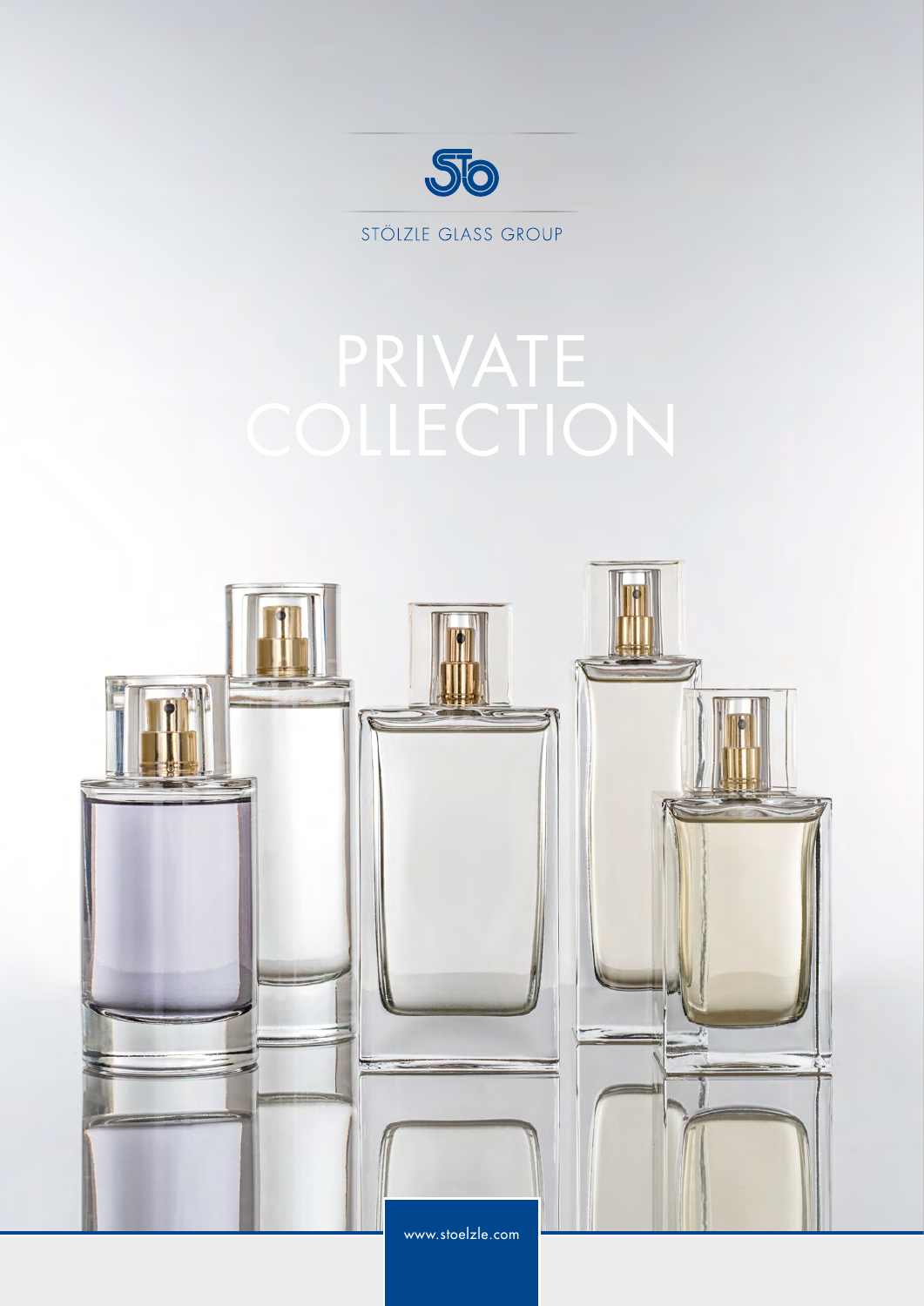STÖLZLE GLASS GROUP

# PRIVATE COLLECTION

www.stoelzle.com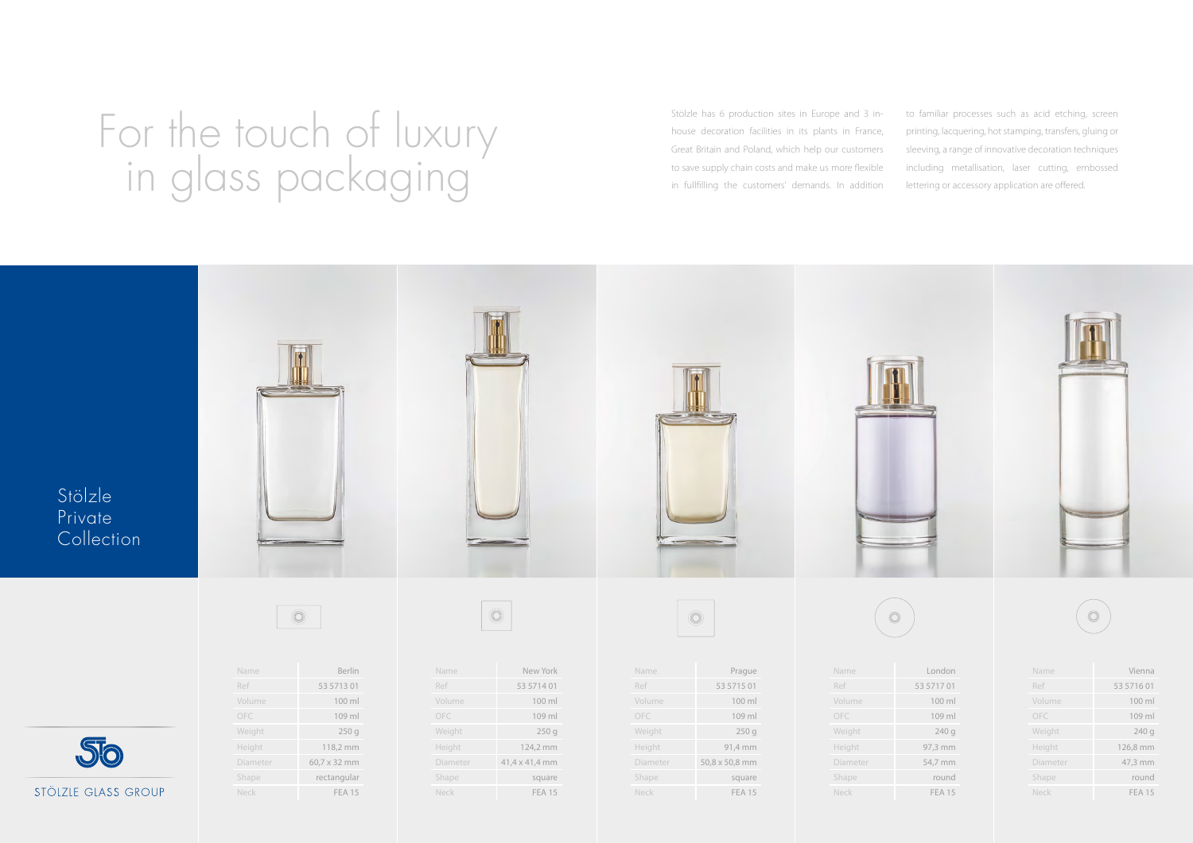# For the touch of luxury in glass packaging

Stölzle has 6 production sites in Europe and 3 in-house decoration facilities in its plants in France, Great Britain and Poland, which help our customers to save supply chain costs and make us more flexible in fullfilling the customers' demands. In addition to familiar processes such as acid etching, screen printing, lacquering, hot stamping, transfers, gluing or sleeving, a range of innovative decoration techniques including metallisation, laser cutting, embossed lettering or accessory application are offered.

## Stölzle Private Collection

| Name | Berlin |
|---|---|
| Ref | 53 5713 01 |
| Volume | 100 ml |
| OFC | 109 ml |
| Weight | 250 g |
| Height | 118,2 mm |
| Diameter | 60,7 x 32 mm |
| Shape | rectangular |
| Neck | FEA 15 |

| Name | New York |
|---|---|
| Ref | 53 5714 01 |
| Volume | 100 ml |
| OFC | 109 ml |
| Weight | 250 g |
| Height | 124,2 mm |
| Diameter | 41,4 x 41,4 mm |
| Shape | square |
| Neck | FEA 15 |

| Name | Prague |
|---|---|
| Ref | 53 5715 01 |
| Volume | 100 ml |
| OFC | 109 ml |
| Weight | 250 g |
| Height | 91,4 mm |
| Diameter | 50,8 x 50,8 mm |
| Shape | square |
| Neck | FEA 15 |

| Name | London |
|---|---|
| Ref | 53 5717 01 |
| Volume | 100 ml |
| OFC | 109 ml |
| Weight | 240 g |
| Height | 97,3 mm |
| Diameter | 54,7 mm |
| Shape | round |
| Neck | FEA 15 |

| Name | Vienna |
|---|---|
| Ref | 53 5716 01 |
| Volume | 100 ml |
| OFC | 109 ml |
| Weight | 240 g |
| Height | 126,8 mm |
| Diameter | 47,3 mm |
| Shape | round |
| Neck | FEA 15 |

STÖLZLE GLASS GROUP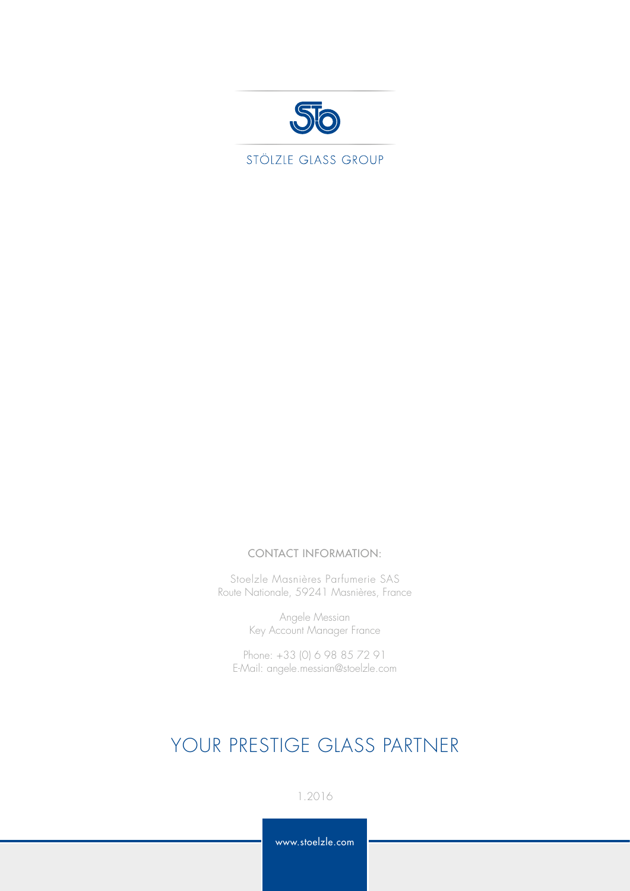STÖLZLE GLASS GROUP

CONTACT INFORMATION:

Stoelzle Masnières Parfumerie SAS
Route Nationale, 59241 Masnières, France

Angele Messian
Key Account Manager France

Phone: +33 (0) 6 98 85 72 91
E-Mail: angele.messian@stoelzle.com

# YOUR PRESTIGE GLASS PARTNER

1.2016

www.stoelzle.com